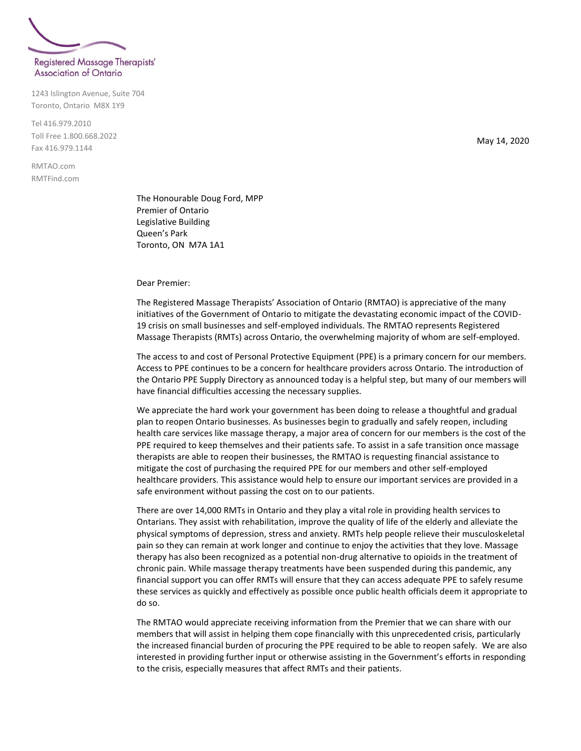Registered Massage Therapists' Association of Ontario

1243 Islington Avenue, Suite 704
Toronto, Ontario M8X 1Y9

Tel 416.979.2010
Toll Free 1.800.668.2022
Fax 416.979.1144

RMTAO.com
RMTFind.com

May 14, 2020

The Honourable Doug Ford, MPP
Premier of Ontario
Legislative Building
Queen's Park
Toronto, ON M7A 1A1

Dear Premier:

The Registered Massage Therapists' Association of Ontario (RMTAO) is appreciative of the many initiatives of the Government of Ontario to mitigate the devastating economic impact of the COVID-19 crisis on small businesses and self-employed individuals. The RMTAO represents Registered Massage Therapists (RMTs) across Ontario, the overwhelming majority of whom are self-employed.

The access to and cost of Personal Protective Equipment (PPE) is a primary concern for our members. Access to PPE continues to be a concern for healthcare providers across Ontario. The introduction of the Ontario PPE Supply Directory as announced today is a helpful step, but many of our members will have financial difficulties accessing the necessary supplies.

We appreciate the hard work your government has been doing to release a thoughtful and gradual plan to reopen Ontario businesses. As businesses begin to gradually and safely reopen, including health care services like massage therapy, a major area of concern for our members is the cost of the PPE required to keep themselves and their patients safe. To assist in a safe transition once massage therapists are able to reopen their businesses, the RMTAO is requesting financial assistance to mitigate the cost of purchasing the required PPE for our members and other self-employed healthcare providers. This assistance would help to ensure our important services are provided in a safe environment without passing the cost on to our patients.

There are over 14,000 RMTs in Ontario and they play a vital role in providing health services to Ontarians. They assist with rehabilitation, improve the quality of life of the elderly and alleviate the physical symptoms of depression, stress and anxiety. RMTs help people relieve their musculoskeletal pain so they can remain at work longer and continue to enjoy the activities that they love. Massage therapy has also been recognized as a potential non-drug alternative to opioids in the treatment of chronic pain. While massage therapy treatments have been suspended during this pandemic, any financial support you can offer RMTs will ensure that they can access adequate PPE to safely resume these services as quickly and effectively as possible once public health officials deem it appropriate to do so.

The RMTAO would appreciate receiving information from the Premier that we can share with our members that will assist in helping them cope financially with this unprecedented crisis, particularly the increased financial burden of procuring the PPE required to be able to reopen safely. We are also interested in providing further input or otherwise assisting in the Government's efforts in responding to the crisis, especially measures that affect RMTs and their patients.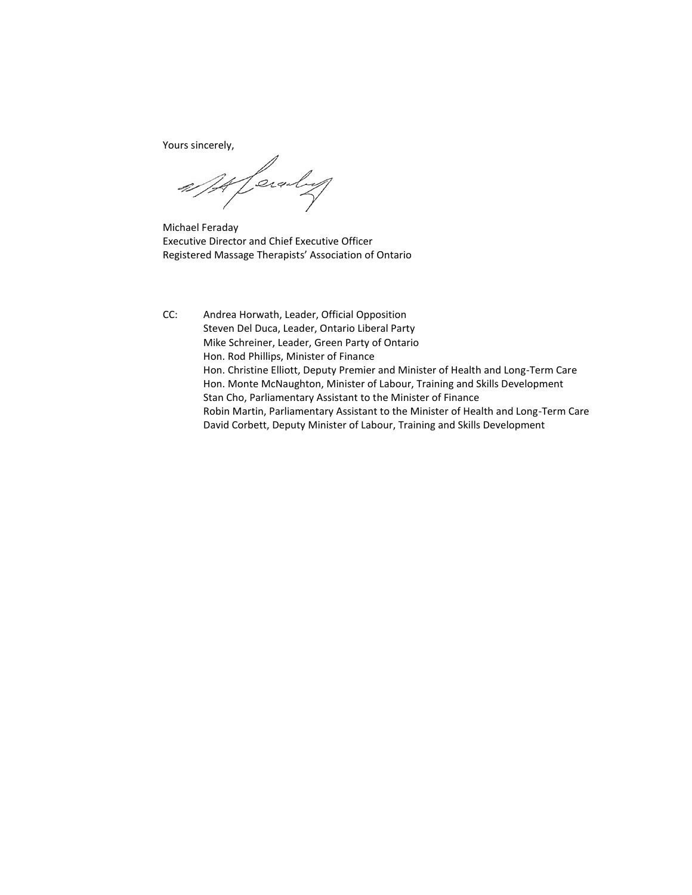Yours sincerely,

Michael Feraday
Executive Director and Chief Executive Officer
Registered Massage Therapists' Association of Ontario

CC: Andrea Horwath, Leader, Official Opposition
Steven Del Duca, Leader, Ontario Liberal Party
Mike Schreiner, Leader, Green Party of Ontario
Hon. Rod Phillips, Minister of Finance
Hon. Christine Elliott, Deputy Premier and Minister of Health and Long-Term Care
Hon. Monte McNaughton, Minister of Labour, Training and Skills Development
Stan Cho, Parliamentary Assistant to the Minister of Finance
Robin Martin, Parliamentary Assistant to the Minister of Health and Long-Term Care
David Corbett, Deputy Minister of Labour, Training and Skills Development